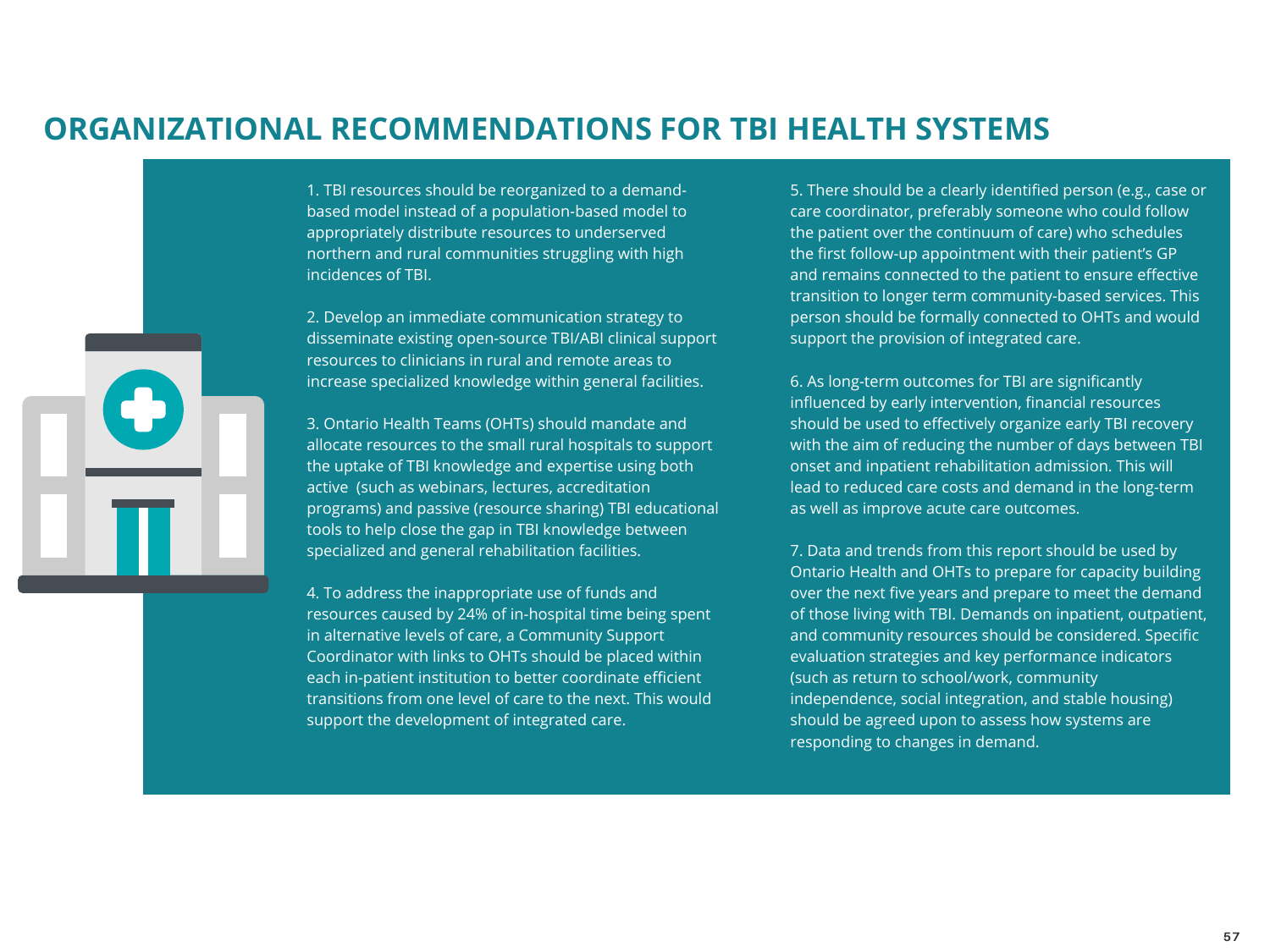# ORGANIZATIONAL RECOMMENDATIONS FOR TBI HEALTH SYSTEMS

1. TBI resources should be reorganized to a demand-based model instead of a population-based model to appropriately distribute resources to underserved northern and rural communities struggling with high incidences of TBI.

2. Develop an immediate communication strategy to disseminate existing open-source TBI/ABI clinical support resources to clinicians in rural and remote areas to increase specialized knowledge within general facilities.

3. Ontario Health Teams (OHTs) should mandate and allocate resources to the small rural hospitals to support the uptake of TBI knowledge and expertise using both active (such as webinars, lectures, accreditation programs) and passive (resource sharing) TBI educational tools to help close the gap in TBI knowledge between specialized and general rehabilitation facilities.

4. To address the inappropriate use of funds and resources caused by 24% of in-hospital time being spent in alternative levels of care, a Community Support Coordinator with links to OHTs should be placed within each in-patient institution to better coordinate efficient transitions from one level of care to the next. This would support the development of integrated care.

5. There should be a clearly identified person (e.g., case or care coordinator, preferably someone who could follow the patient over the continuum of care) who schedules the first follow-up appointment with their patient's GP and remains connected to the patient to ensure effective transition to longer term community-based services. This person should be formally connected to OHTs and would support the provision of integrated care.

6. As long-term outcomes for TBI are significantly influenced by early intervention, financial resources should be used to effectively organize early TBI recovery with the aim of reducing the number of days between TBI onset and inpatient rehabilitation admission. This will lead to reduced care costs and demand in the long-term as well as improve acute care outcomes.

7. Data and trends from this report should be used by Ontario Health and OHTs to prepare for capacity building over the next five years and prepare to meet the demand of those living with TBI. Demands on inpatient, outpatient, and community resources should be considered. Specific evaluation strategies and key performance indicators (such as return to school/work, community independence, social integration, and stable housing) should be agreed upon to assess how systems are responding to changes in demand.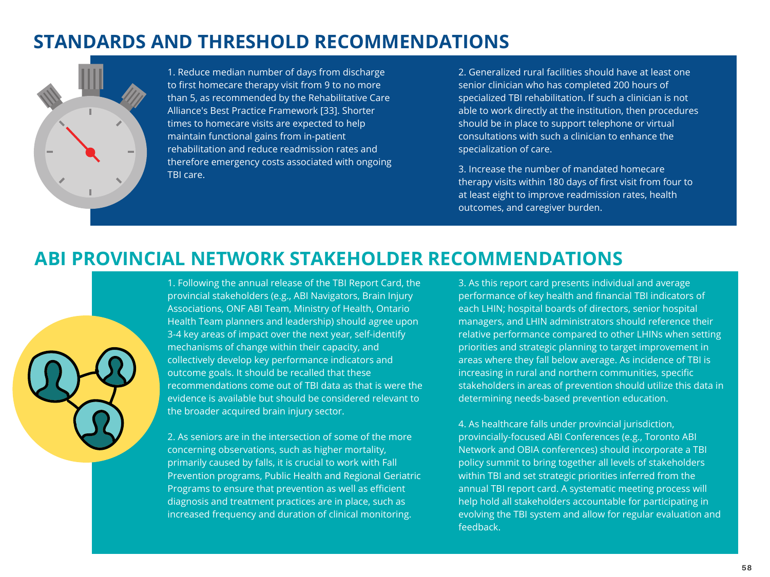## STANDARDS AND THRESHOLD RECOMMENDATIONS

1. Reduce median number of days from discharge to first homecare therapy visit from 9 to no more than 5, as recommended by the Rehabilitative Care Alliance's Best Practice Framework [33]. Shorter times to homecare visits are expected to help maintain functional gains from in-patient rehabilitation and reduce readmission rates and therefore emergency costs associated with ongoing TBI care.

2. Generalized rural facilities should have at least one senior clinician who has completed 200 hours of specialized TBI rehabilitation. If such a clinician is not able to work directly at the institution, then procedures should be in place to support telephone or virtual consultations with such a clinician to enhance the specialization of care.

3. Increase the number of mandated homecare therapy visits within 180 days of first visit from four to at least eight to improve readmission rates, health outcomes, and caregiver burden.

## ABI PROVINCIAL NETWORK STAKEHOLDER RECOMMENDATIONS

1. Following the annual release of the TBI Report Card, the provincial stakeholders (e.g., ABI Navigators, Brain Injury Associations, ONF ABI Team, Ministry of Health, Ontario Health Team planners and leadership) should agree upon 3-4 key areas of impact over the next year, self-identify mechanisms of change within their capacity, and collectively develop key performance indicators and outcome goals. It should be recalled that these recommendations come out of TBI data as that is were the evidence is available but should be considered relevant to the broader acquired brain injury sector.

2. As seniors are in the intersection of some of the more concerning observations, such as higher mortality, primarily caused by falls, it is crucial to work with Fall Prevention programs, Public Health and Regional Geriatric Programs to ensure that prevention as well as efficient diagnosis and treatment practices are in place, such as increased frequency and duration of clinical monitoring.

3. As this report card presents individual and average performance of key health and financial TBI indicators of each LHIN; hospital boards of directors, senior hospital managers, and LHIN administrators should reference their relative performance compared to other LHINs when setting priorities and strategic planning to target improvement in areas where they fall below average. As incidence of TBI is increasing in rural and northern communities, specific stakeholders in areas of prevention should utilize this data in determining needs-based prevention education.

4. As healthcare falls under provincial jurisdiction, provincially-focused ABI Conferences (e.g., Toronto ABI Network and OBIA conferences) should incorporate a TBI policy summit to bring together all levels of stakeholders within TBI and set strategic priorities inferred from the annual TBI report card. A systematic meeting process will help hold all stakeholders accountable for participating in evolving the TBI system and allow for regular evaluation and feedback.